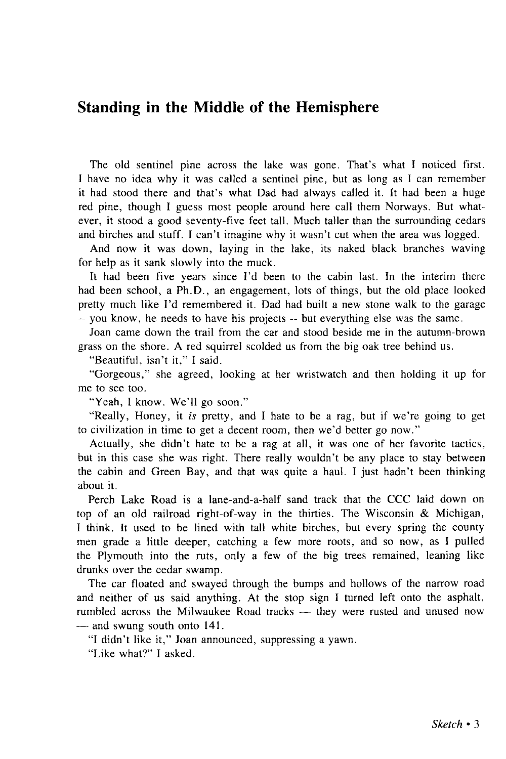## Standing in the Middle of the Hemisphere

The old sentinel pine across the lake was gone. That's what I noticed first. I have no idea why it was called a sentinel pine, but as long as I can remember it had stood there and that's what Dad had always called it. It had been a huge red pine, though I guess most people around here call them Norways. But whatever, it stood a good seventy-five feet tall. Much taller than the surrounding cedars and birches and stuff. I can't imagine why it wasn't cut when the area was logged.

And now it was down, laying in the lake, its naked black branches waving for help as it sank slowly into the muck.

It had been five years since I'd been to the cabin last. In the interim there had been school, a Ph.D., an engagement, lots of things, but the old place looked pretty much like I'd remembered it. Dad had built a new stone walk to the garage -- you know, he needs to have his projects -- but everything else was the same.

Joan came down the trail from the car and stood beside me in the autumn-brown grass on the shore. A red squirrel scolded us from the big oak tree behind us.

"Beautiful, isn't it," I said.

"Gorgeous," she agreed, looking at her wristwatch and then holding it up for me to see too.

"Yeah, I know. We'll go soon."

"Really, Honey, it *is* pretty, and I hate to be a rag, but if we're going to get to civilization in time to get a decent room, then we'd better go now."

Actually, she didn't hate to be a rag at all, it was one of her favorite tactics, but in this case she was right. There really wouldn't be any place to stay between the cabin and Green Bay, and that was quite a haul. I just hadn't been thinking about it.

Perch Lake Road is a lane-and-a-half sand track that the CCC laid down on top of an old railroad right-of-way in the thirties. The Wisconsin & Michigan, I think. It used to be lined with tall white birches, but every spring the county men grade a little deeper, catching a few more roots, and so now, as I pulled the Plymouth into the ruts, only a few of the big trees remained, leaning like drunks over the cedar swamp.

The car floated and swayed through the bumps and hollows of the narrow road and neither of us said anything. At the stop sign I turned left onto the asphalt, rumbled across the Milwaukee Road tracks — they were rusted and unused now — and swung south onto 141.

"I didn't like it," Joan announced, suppressing a yawn.

"Like what?" I asked.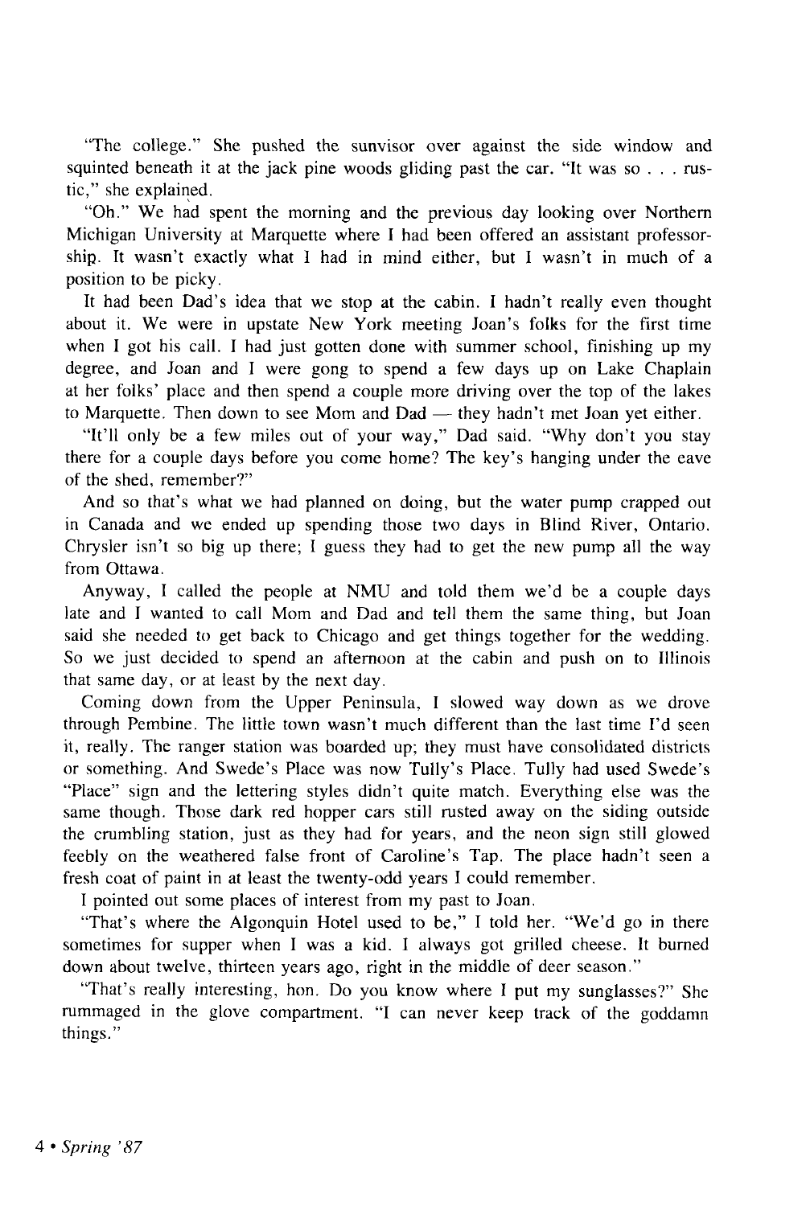"The college." She pushed the sunvisor over against the side window and squinted beneath it at the jack pine woods gliding past the car. "It was so . . . rustic," she explained.

"Oh." We had spent the morning and the previous day looking over Northern Michigan University at Marquette where I had been offered an assistant professorship. It wasn't exactly what I had in mind either, but I wasn't in much of a position to be picky.

It had been Dad's idea that we stop at the cabin. I hadn't really even thought about it. We were in upstate New York meeting Joan's folks for the first time when I got his call. I had just gotten done with summer school, finishing up my degree, and Joan and I were gong to spend a few days up on Lake Chaplain at her folks' place and then spend a couple more driving over the top of the lakes to Marquette. Then down to see Mom and Dad — they hadn't met Joan yet either.

"It'll only be a few miles out of your way," Dad said. "Why don't you stay there for a couple days before you come home? The key's hanging under the eave of the shed, remember?"

And so that's what we had planned on doing, but the water pump crapped out in Canada and we ended up spending those two days in Blind River, Ontario. Chrysler isn't so big up there; I guess they had to get the new pump all the way from Ottawa.

Anyway, I called the people at NMU and told them we'd be a couple days late and I wanted to call Mom and Dad and tell them the same thing, but Joan said she needed to get back to Chicago and get things together for the wedding. So we just decided to spend an afternoon at the cabin and push on to Illinois that same day, or at least by the next day.

Coming down from the Upper Peninsula, I slowed way down as we drove through Pembine. The little town wasn't much different than the last time I'd seen it, really. The ranger station was boarded up; they must have consolidated districts or something. And Swede's Place was now Tully's Place. Tully had used Swede's "Place" sign and the lettering styles didn't quite match. Everything else was the same though. Those dark red hopper cars still rusted away on the siding outside the crumbling station, just as they had for years, and the neon sign still glowed feebly on the weathered false front of Caroline's Tap. The place hadn't seen a fresh coat of paint in at least the twenty-odd years I could remember.

I pointed out some places of interest from my past to Joan.

"That's where the Algonquin Hotel used to be," I told her. "We'd go in there sometimes for supper when I was a kid. I always got grilled cheese. It burned down about twelve, thirteen years ago, right in the middle of deer season."

"That's really interesting, hon. Do you know where I put my sunglasses?" She rummaged in the glove compartment. "I can never keep track of the goddamn things."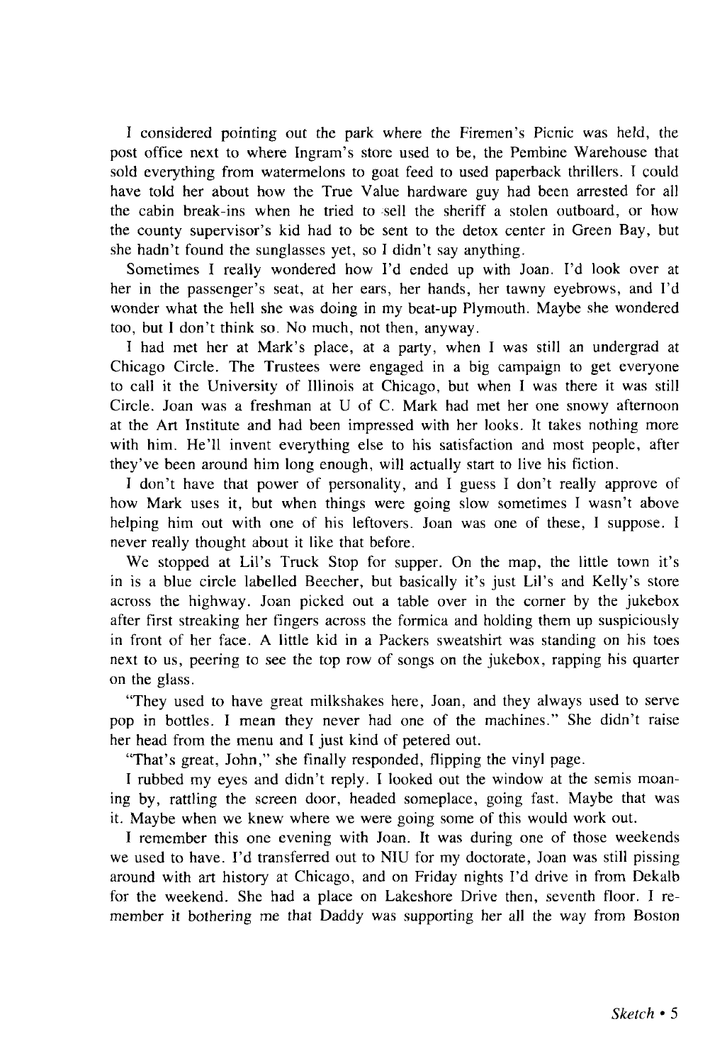I considered pointing out the park where the Firemen's Picnic was held, the post office next to where Ingram's store used to be, the Pembine Warehouse that sold everything from watermelons to goat feed to used paperback thrillers. I could have told her about how the True Value hardware guy had been arrested for all the cabin break-ins when he tried to sell the sheriff a stolen outboard, or how the county supervisor's kid had to be sent to the detox center in Green Bay, but she hadn't found the sunglasses yet, so I didn't say anything.

Sometimes I really wondered how I'd ended up with Joan. I'd look over at her in the passenger's seat, at her ears, her hands, her tawny eyebrows, and I'd wonder what the hell she was doing in my beat-up Plymouth. Maybe she wondered too, but I don't think so. No much, not then, anyway.

I had met her at Mark's place, at a party, when I was still an undergrad at Chicago Circle. The Trustees were engaged in a big campaign to get everyone to call it the University of Illinois at Chicago, but when I was there it was still Circle. Joan was a freshman at U of C. Mark had met her one snowy afternoon at the Art Institute and had been impressed with her looks. It takes nothing more with him. He'll invent everything else to his satisfaction and most people, after they've been around him long enough, will actually start to live his fiction.

I don't have that power of personality, and I guess I don't really approve of how Mark uses it, but when things were going slow sometimes I wasn't above helping him out with one of his leftovers. Joan was one of these, I suppose. I never really thought about it like that before.

We stopped at Lil's Truck Stop for supper. On the map, the little town it's in is a blue circle labelled Beecher, but basically it's just Lil's and Kelly's store across the highway. Joan picked out a table over in the corner by the jukebox after first streaking her fingers across the formica and holding them up suspiciously in front of her face. A little kid in a Packers sweatshirt was standing on his toes next to us, peering to see the top row of songs on the jukebox, rapping his quarter on the glass.

"They used to have great milkshakes here, Joan, and they always used to serve pop in bottles. I mean they never had one of the machines." She didn't raise her head from the menu and I just kind of petered out.

"That's great, John," she finally responded, flipping the vinyl page.

I rubbed my eyes and didn't reply. I looked out the window at the semis moaning by, rattling the screen door, headed someplace, going fast. Maybe that was it. Maybe when we knew where we were going some of this would work out.

I remember this one evening with Joan. It was during one of those weekends we used to have. I'd transferred out to NIU for my doctorate, Joan was still pissing around with art history at Chicago, and on Friday nights I'd drive in from Dekalb for the weekend. She had a place on Lakeshore Drive then, seventh floor. I remember it bothering me that Daddy was supporting her all the way from Boston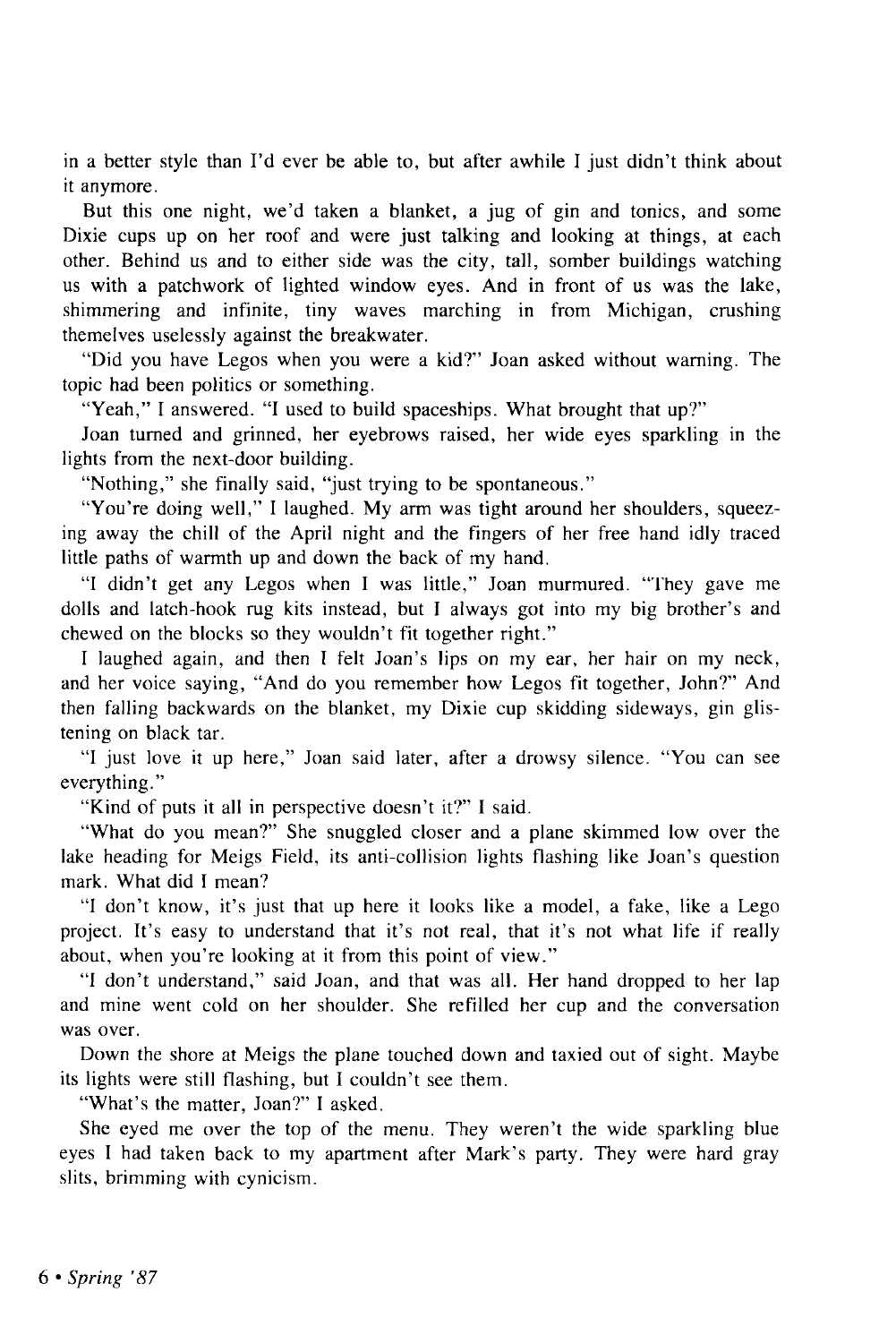in a better style than I'd ever be able to, but after awhile I just didn't think about it anymore.

But this one night, we'd taken a blanket, a jug of gin and tonics, and some Dixie cups up on her roof and were just talking and looking at things, at each other. Behind us and to either side was the city, tall, somber buildings watching us with a patchwork of lighted window eyes. And in front of us was the lake, shimmering and infinite, tiny waves marching in from Michigan, crushing themelves uselessly against the breakwater.

"Did you have Legos when you were a kid?" Joan asked without warning. The topic had been politics or something.

"Yeah," I answered. "I used to build spaceships. What brought that up?"

Joan turned and grinned, her eyebrows raised, her wide eyes sparkling in the lights from the next-door building.

"Nothing," she finally said, "just trying to be spontaneous."

"You're doing well," I laughed. My arm was tight around her shoulders, squeezing away the chill of the April night and the fingers of her free hand idly traced little paths of warmth up and down the back of my hand.

"I didn't get any Legos when I was little," Joan murmured. "They gave me dolls and latch-hook rug kits instead, but I always got into my big brother's and chewed on the blocks so they wouldn't fit together right."

I laughed again, and then I felt Joan's lips on my ear, her hair on my neck, and her voice saying, "And do you remember how Legos fit together, John?" And then falling backwards on the blanket, my Dixie cup skidding sideways, gin glistening on black tar.

"I just love it up here," Joan said later, after a drowsy silence. "You can see everything."

"Kind of puts it all in perspective doesn't it?" I said.

"What do you mean?" She snuggled closer and a plane skimmed low over the lake heading for Meigs Field, its anti-collision lights flashing like Joan's question mark. What did I mean?

"I don't know, it's just that up here it looks like a model, a fake, like a Lego project. It's easy to understand that it's not real, that it's not what life if really about, when you're looking at it from this point of view."

"I don't understand," said Joan, and that was all. Her hand dropped to her lap and mine went cold on her shoulder. She refilled her cup and the conversation was over.

Down the shore at Meigs the plane touched down and taxied out of sight. Maybe its lights were still flashing, but I couldn't see them.

"What's the matter, Joan?" I asked.

She eyed me over the top of the menu. They weren't the wide sparkling blue eyes I had taken back to my apartment after Mark's party. They were hard gray slits, brimming with cynicism.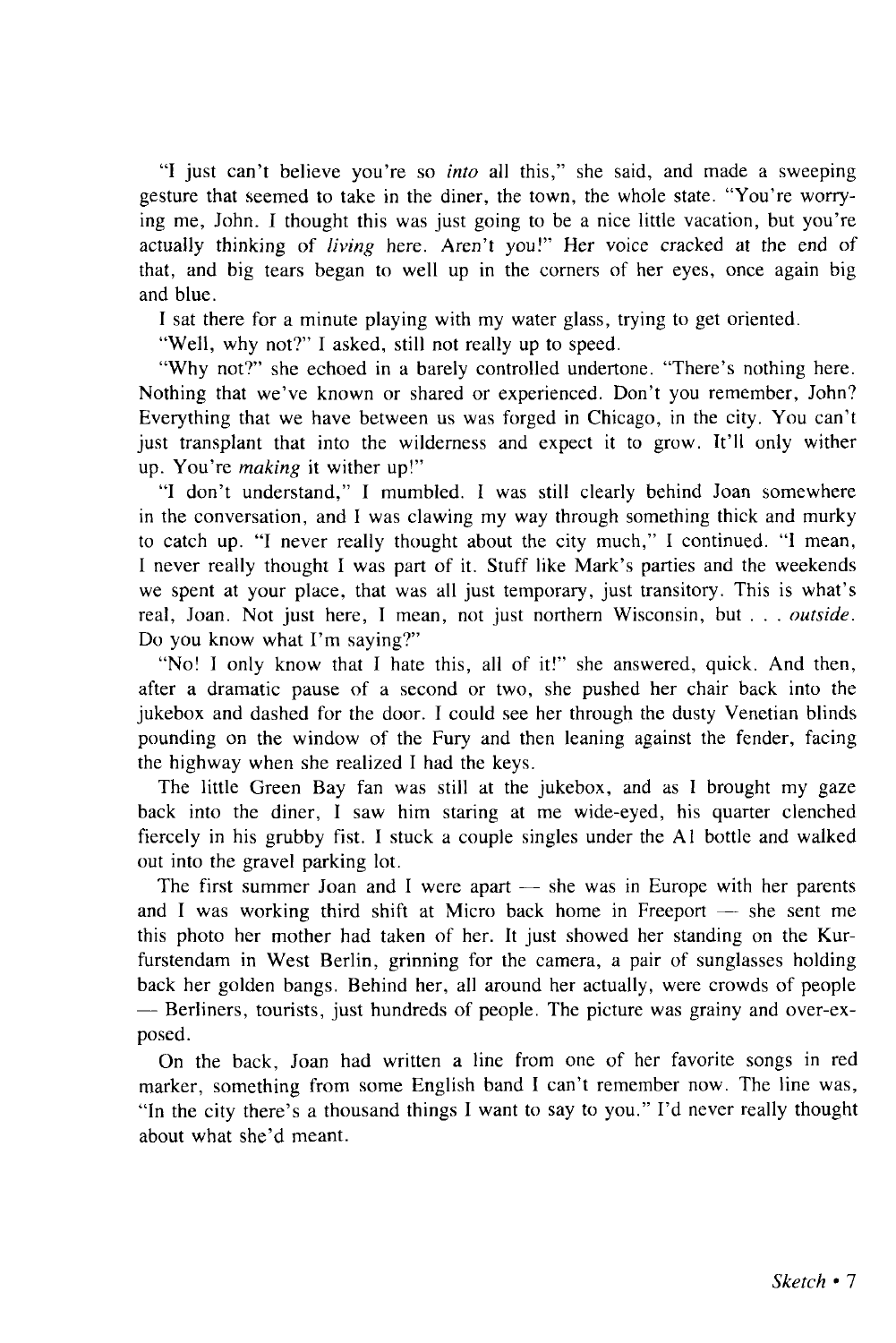"I just can't believe you're so *into* all this," she said, and made a sweeping gesture that seemed to take in the diner, the town, the whole state. "You're worrying me, John. I thought this was just going to be a nice little vacation, but you're actually thinking of *living* here. Aren't you!" Her voice cracked at the end of that, and big tears began to well up in the corners of her eyes, once again big and blue.

I sat there for a minute playing with my water glass, trying to get oriented.

"Well, why not?" I asked, still not really up to speed.

"Why not?" she echoed in a barely controlled undertone. "There's nothing here. Nothing that we've known or shared or experienced. Don't you remember, John? Everything that we have between us was forged in Chicago, in the city. You can't just transplant that into the wilderness and expect it to grow. It'll only wither up. You're *making* it wither up!"

"I don't understand," I mumbled. I was still clearly behind Joan somewhere in the conversation, and I was clawing my way through something thick and murky to catch up. "I never really thought about the city much," I continued. "I mean, I never really thought I was part of it. Stuff like Mark's parties and the weekends we spent at your place, that was all just temporary, just transitory. This is what's real, Joan. Not just here, I mean, not just northern Wisconsin, but . . . *outside*. Do you know what I'm saying?"

"No! I only know that I hate this, all of it!" she answered, quick. And then, after a dramatic pause of a second or two, she pushed her chair back into the jukebox and dashed for the door. I could see her through the dusty Venetian blinds pounding on the window of the Fury and then leaning against the fender, facing the highway when she realized I had the keys.

The little Green Bay fan was still at the jukebox, and as I brought my gaze back into the diner, I saw him staring at me wide-eyed, his quarter clenched fiercely in his grubby fist. I stuck a couple singles under the A1 bottle and walked out into the gravel parking lot.

The first summer Joan and I were apart — she was in Europe with her parents and I was working third shift at Micro back home in Freeport — she sent me this photo her mother had taken of her. It just showed her standing on the Kurfurstendam in West Berlin, grinning for the camera, a pair of sunglasses holding back her golden bangs. Behind her, all around her actually, were crowds of people — Berliners, tourists, just hundreds of people. The picture was grainy and over-exposed.

On the back, Joan had written a line from one of her favorite songs in red marker, something from some English band I can't remember now. The line was, "In the city there's a thousand things I want to say to you." I'd never really thought about what she'd meant.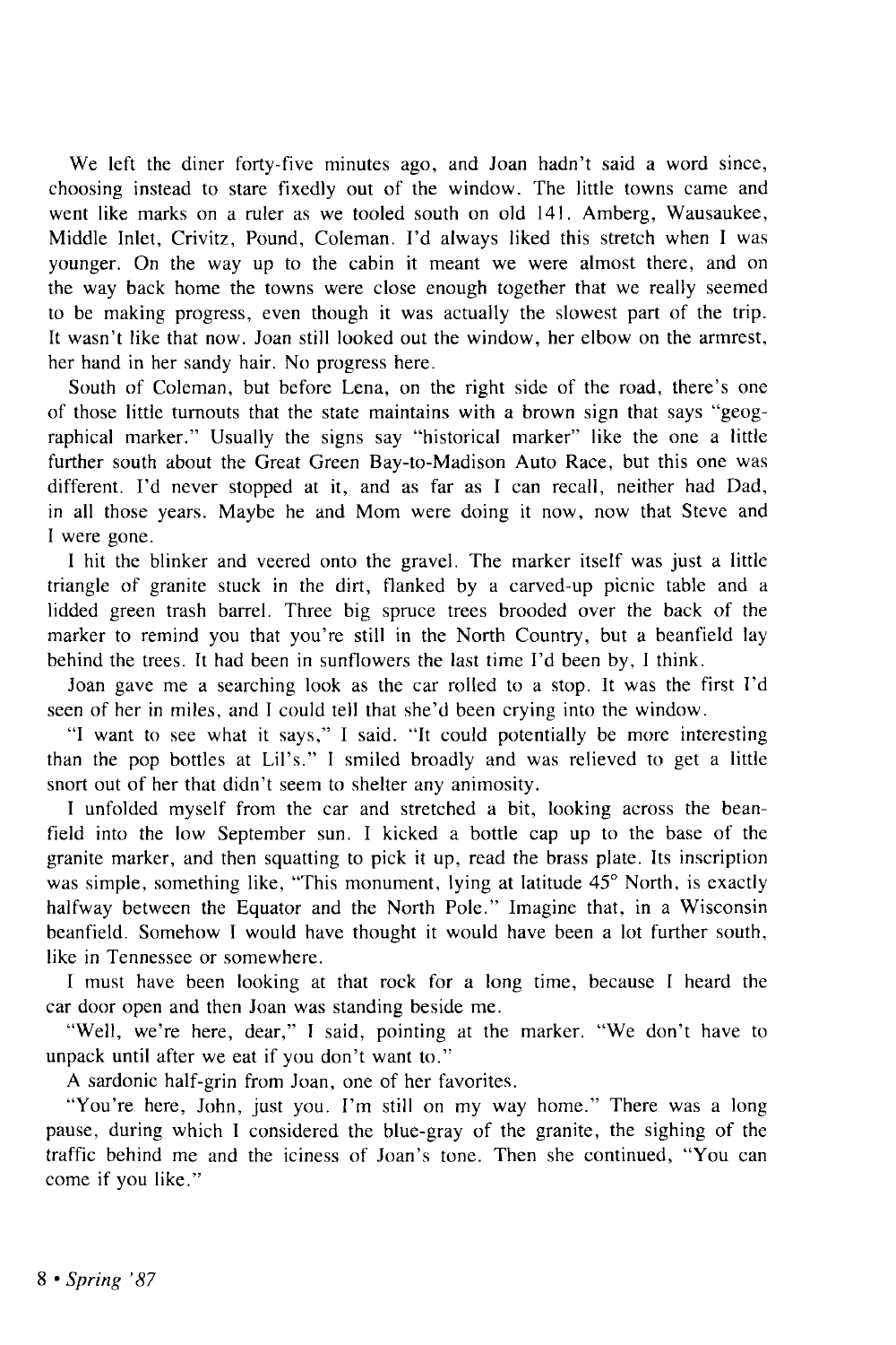We left the diner forty-five minutes ago, and Joan hadn't said a word since, choosing instead to stare fixedly out of the window. The little towns came and went like marks on a ruler as we tooled south on old 141. Amberg, Wausaukee, Middle Inlet, Crivitz, Pound, Coleman. I'd always liked this stretch when I was younger. On the way up to the cabin it meant we were almost there, and on the way back home the towns were close enough together that we really seemed to be making progress, even though it was actually the slowest part of the trip. It wasn't like that now. Joan still looked out the window, her elbow on the armrest, her hand in her sandy hair. No progress here.

South of Coleman, but before Lena, on the right side of the road, there's one of those little turnouts that the state maintains with a brown sign that says "geographical marker." Usually the signs say "historical marker" like the one a little further south about the Great Green Bay-to-Madison Auto Race, but this one was different. I'd never stopped at it, and as far as I can recall, neither had Dad, in all those years. Maybe he and Mom were doing it now, now that Steve and I were gone.

I hit the blinker and veered onto the gravel. The marker itself was just a little triangle of granite stuck in the dirt, flanked by a carved-up picnic table and a lidded green trash barrel. Three big spruce trees brooded over the back of the marker to remind you that you're still in the North Country, but a beanfield lay behind the trees. It had been in sunflowers the last time I'd been by, I think.

Joan gave me a searching look as the car rolled to a stop. It was the first I'd seen of her in miles, and I could tell that she'd been crying into the window.

"I want to see what it says," I said. "It could potentially be more interesting than the pop bottles at Lil's." I smiled broadly and was relieved to get a little snort out of her that didn't seem to shelter any animosity.

I unfolded myself from the car and stretched a bit, looking across the beanfield into the low September sun. I kicked a bottle cap up to the base of the granite marker, and then squatting to pick it up, read the brass plate. Its inscription was simple, something like, "This monument, lying at latitude 45° North, is exactly halfway between the Equator and the North Pole." Imagine that, in a Wisconsin beanfield. Somehow I would have thought it would have been a lot further south, like in Tennessee or somewhere.

I must have been looking at that rock for a long time, because I heard the car door open and then Joan was standing beside me.

"Well, we're here, dear," I said, pointing at the marker. "We don't have to unpack until after we eat if you don't want to."

A sardonic half-grin from Joan, one of her favorites.

"You're here, John, just you. I'm still on my way home." There was a long pause, during which I considered the blue-gray of the granite, the sighing of the traffic behind me and the iciness of Joan's tone. Then she continued, "You can come if you like."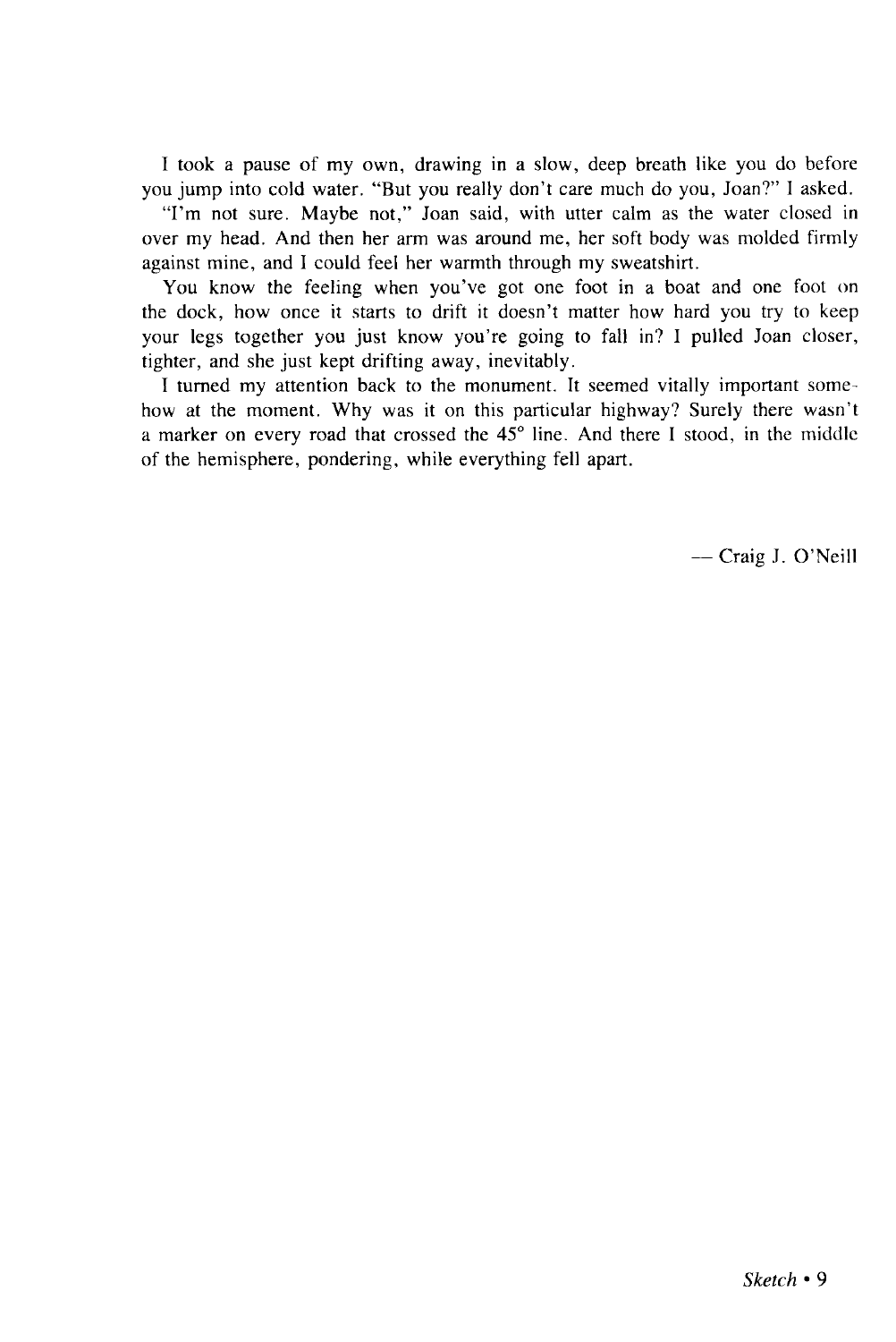I took a pause of my own, drawing in a slow, deep breath like you do before you jump into cold water. "But you really don't care much do you, Joan?" I asked.

"I'm not sure. Maybe not," Joan said, with utter calm as the water closed in over my head. And then her arm was around me, her soft body was molded firmly against mine, and I could feel her warmth through my sweatshirt.

You know the feeling when you've got one foot in a boat and one foot on the dock, how once it starts to drift it doesn't matter how hard you try to keep your legs together you just know you're going to fall in? I pulled Joan closer, tighter, and she just kept drifting away, inevitably.

I turned my attention back to the monument. It seemed vitally important somehow at the moment. Why was it on this particular highway? Surely there wasn't a marker on every road that crossed the 45° line. And there I stood, in the middle of the hemisphere, pondering, while everything fell apart.

— Craig J. O'Neill